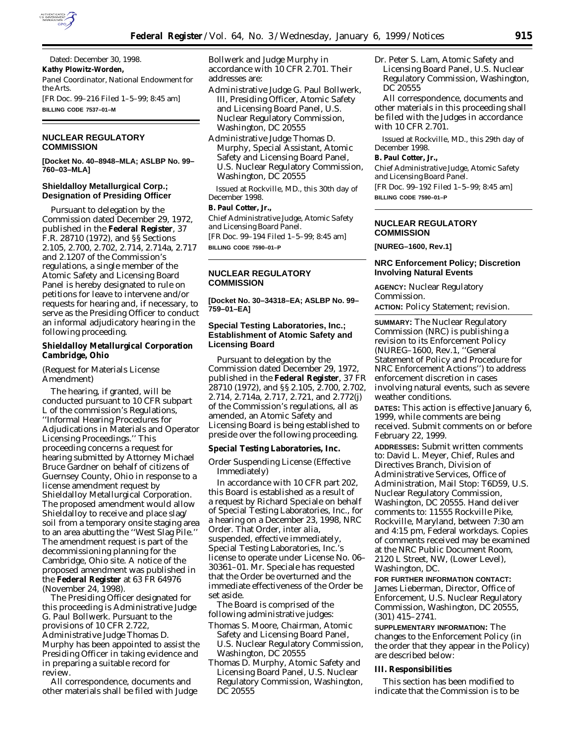Dated: December 30, 1998.

**Kathy Plowitz-Worden,**

*Panel Coordinator, National Endowment for the Arts.*

[FR Doc. 99–216 Filed 1–5–99; 8:45 am]

**BILLING CODE 7537–01–M**

## NUCLEAR REGULATORY COMMISSION

**[Docket No. 40–8948–MLA; ASLBP No. 99–760–03–MLA]**

### Shieldalloy Metallurgical Corp.; Designation of Presiding Officer

Pursuant to delegation by the Commission dated December 29, 1972, published in the **Federal Register**, 37 F.R. 28710 (1972), and §§ Sections 2.105, 2.700, 2.702, 2.714, 2.714a, 2.717 and 2.1207 of the Commission's regulations, a single member of the Atomic Safety and Licensing Board Panel is hereby designated to rule on petitions for leave to intervene and/or requests for hearing and, if necessary, to serve as the Presiding Officer to conduct an informal adjudicatory hearing in the following proceeding.

**Shieldalloy Metallurgical Corporation Cambridge, Ohio**

(Request for Materials License Amendment)

The hearing, if granted, will be conducted pursuant to 10 CFR subpart L of the commission's Regulations, ''Informal Hearing Procedures for Adjudications in Materials and Operator Licensing Proceedings.'' This proceeding concerns a request for hearing submitted by Attorney Michael Bruce Gardner on behalf of citizens of Guernsey County, Ohio in response to a license amendment request by Shieldalloy Metallurgical Corporation. The proposed amendment would allow Shieldalloy to receive and place slag/soil from a temporary onsite staging area to an area abutting the ''West Slag Pile.'' The amendment request is part of the decommissioning planning for the Cambridge, Ohio site. A notice of the proposed amendment was published in the **Federal Register** at 63 FR 64976 (November 24, 1998).

The Presiding Officer designated for this proceeding is Administrative Judge G. Paul Bollwerk. Pursuant to the provisions of 10 CFR 2.722, Administrative Judge Thomas D. Murphy has been appointed to assist the Presiding Officer in taking evidence and in preparing a suitable record for review.

All correspondence, documents and other materials shall be filed with Judge Bollwerk and Judge Murphy in accordance with 10 CFR 2.701. Their addresses are:

Administrative Judge G. Paul Bollwerk, III, Presiding Officer, Atomic Safety and Licensing Board Panel, U.S. Nuclear Regulatory Commission, Washington, DC 20555

Administrative Judge Thomas D. Murphy, Special Assistant, Atomic Safety and Licensing Board Panel, U.S. Nuclear Regulatory Commission, Washington, DC 20555

Issued at Rockville, MD., this 30th day of December 1998.

**B. Paul Cotter, Jr.,**

*Chief Administrative Judge, Atomic Safety and Licensing Board Panel.*

[FR Doc. 99–194 Filed 1–5–99; 8:45 am]

**BILLING CODE 7590–01–P**

## NUCLEAR REGULATORY COMMISSION

**[Docket No. 30–34318–EA; ASLBP No. 99–759–01–EA]**

### Special Testing Laboratories, Inc.; Establishment of Atomic Safety and Licensing Board

Pursuant to delegation by the Commission dated December 29, 1972, published in the **Federal Register**, 37 FR 28710 (1972), and §§ 2.105, 2.700, 2.702, 2.714, 2.714a, 2.717, 2.721, and 2.772(j) of the Commission's regulations, all as amended, an Atomic Safety and Licensing Board is being established to preside over the following proceeding.

**Special Testing Laboratories, Inc.**

Order Suspending License (Effective Immediately)

In accordance with 10 CFR part 202, this Board is established as a result of a request by Richard Speciale on behalf of Special Testing Laboratories, Inc., for a hearing on a December 23, 1998, NRC Order. That Order, inter alia, suspended, effective immediately, Special Testing Laboratories, Inc.'s license to operate under License No. 06–30361–01. Mr. Speciale has requested that the Order be overturned and the immediate effectiveness of the Order be set aside.

The Board is comprised of the following administrative judges:

Thomas S. Moore, Chairman, Atomic Safety and Licensing Board Panel, U.S. Nuclear Regulatory Commission, Washington, DC 20555

Thomas D. Murphy, Atomic Safety and Licensing Board Panel, U.S. Nuclear Regulatory Commission, Washington, DC 20555

Dr. Peter S. Lam, Atomic Safety and Licensing Board Panel, U.S. Nuclear Regulatory Commission, Washington, DC 20555

All correspondence, documents and other materials in this proceeding shall be filed with the Judges in accordance with 10 CFR 2.701.

Issued at Rockville, MD., this 29th day of December 1998.

**B. Paul Cotter, Jr.,**

*Chief Administrative Judge, Atomic Safety and Licensing Board Panel.*

[FR Doc. 99–192 Filed 1–5–99; 8:45 am]

**BILLING CODE 7590–01–P**

## NUCLEAR REGULATORY COMMISSION

**[NUREG–1600, Rev.1]**

### NRC Enforcement Policy; Discretion Involving Natural Events

**AGENCY:** Nuclear Regulatory Commission.

**ACTION:** Policy Statement; revision.

**SUMMARY:** The Nuclear Regulatory Commission (NRC) is publishing a revision to its Enforcement Policy (NUREG–1600, Rev.1, ''General Statement of Policy and Procedure for NRC Enforcement Actions'') to address enforcement discretion in cases involving natural events, such as severe weather conditions.

**DATES:** This action is effective January 6, 1999, while comments are being received. Submit comments on or before February 22, 1999.

**ADDRESSES:** Submit written comments to: David L. Meyer, Chief, Rules and Directives Branch, Division of Administrative Services, Office of Administration, Mail Stop: T6D59, U.S. Nuclear Regulatory Commission, Washington, DC 20555. Hand deliver comments to: 11555 Rockville Pike, Rockville, Maryland, between 7:30 am and 4:15 pm, Federal workdays. Copies of comments received may be examined at the NRC Public Document Room, 2120 L Street, NW, (Lower Level), Washington, DC.

**FOR FURTHER INFORMATION CONTACT:** James Lieberman, Director, Office of Enforcement, U.S. Nuclear Regulatory Commission, Washington, DC 20555, (301) 415–2741.

**SUPPLEMENTARY INFORMATION:** The changes to the Enforcement Policy (in the order that they appear in the Policy) are described below:

**III. Responsibilities**

This section has been modified to indicate that the Commission is to be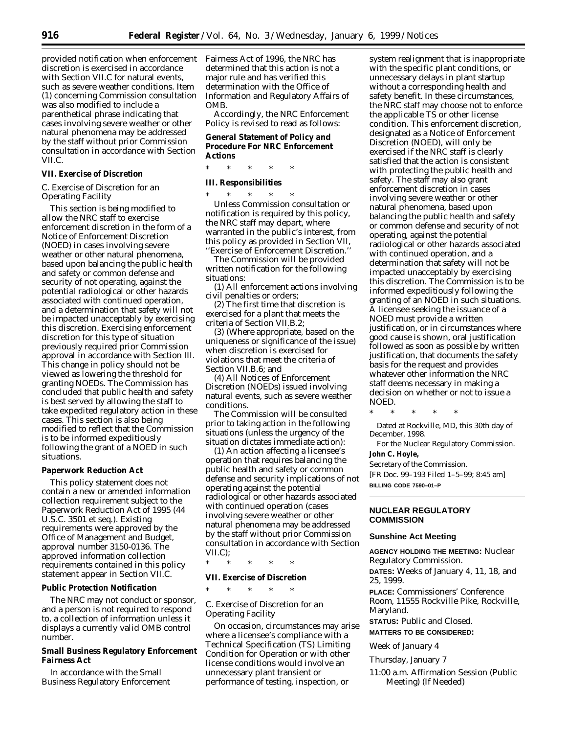provided notification when enforcement discretion is exercised in accordance with Section VII.C for natural events, such as severe weather conditions. Item (1) concerning Commission consultation was also modified to include a parenthetical phrase indicating that cases involving severe weather or other natural phenomena may be addressed by the staff without prior Commission consultation in accordance with Section VII.C.

**VII. Exercise of Discretion**

C. Exercise of Discretion for an Operating Facility

This section is being modified to allow the NRC staff to exercise enforcement discretion in the form of a Notice of Enforcement Discretion (NOED) in cases involving severe weather or other natural phenomena, based upon balancing the public health and safety or common defense and security of not operating, against the potential radiological or other hazards associated with continued operation, and a determination that safety will not be impacted unacceptably by exercising this discretion. Exercising enforcement discretion for this type of situation previously required prior Commission approval in accordance with Section III. This change in policy should not be viewed as lowering the threshold for granting NOEDs. The Commission has concluded that public health and safety is best served by allowing the staff to take expedited regulatory action in these cases. This section is also being modified to reflect that the Commission is to be informed expeditiously following the grant of a NOED in such situations.

**Paperwork Reduction Act**

This policy statement does not contain a new or amended information collection requirement subject to the Paperwork Reduction Act of 1995 (44 U.S.C. 3501 et seq.). Existing requirements were approved by the Office of Management and Budget, approval number 3150-0136. The approved information collection requirements contained in this policy statement appear in Section VII.C.

**Public Protection Notification**

The NRC may not conduct or sponsor, and a person is not required to respond to, a collection of information unless it displays a currently valid OMB control number.

**Small Business Regulatory Enforcement Fairness Act**

In accordance with the Small Business Regulatory Enforcement Fairness Act of 1996, the NRC has determined that this action is not a major rule and has verified this determination with the Office of Information and Regulatory Affairs of OMB.

Accordingly, the NRC Enforcement Policy is revised to read as follows:

**General Statement of Policy and Procedure For NRC Enforcement Actions**

\* \* \* \* \*

**III. Responsibilities**

\* \* \* \* \*

Unless Commission consultation or notification is required by this policy, the NRC staff may depart, where warranted in the public's interest, from this policy as provided in Section VII, ''Exercise of Enforcement Discretion.''

The Commission will be provided written notification for the following situations:

(1) All enforcement actions involving civil penalties or orders;

(2) The first time that discretion is exercised for a plant that meets the criteria of Section VII.B.2;

(3) (Where appropriate, based on the uniqueness or significance of the issue) when discretion is exercised for violations that meet the criteria of Section VII.B.6; and

(4) All Notices of Enforcement Discretion (NOEDs) issued involving natural events, such as severe weather conditions.

The Commission will be consulted prior to taking action in the following situations (unless the urgency of the situation dictates immediate action):

(1) An action affecting a licensee's operation that requires balancing the public health and safety or common defense and security implications of not operating against the potential radiological or other hazards associated with continued operation (cases involving severe weather or other natural phenomena may be addressed by the staff without prior Commission consultation in accordance with Section VII.C);

\* \* \* \* \*

**VII. Exercise of Discretion**

\* \* \* \* \*

C. Exercise of Discretion for an Operating Facility

On occasion, circumstances may arise where a licensee's compliance with a Technical Specification (TS) Limiting Condition for Operation or with other license conditions would involve an unnecessary plant transient or performance of testing, inspection, or system realignment that is inappropriate with the specific plant conditions, or unnecessary delays in plant startup without a corresponding health and safety benefit. In these circumstances, the NRC staff may choose not to enforce the applicable TS or other license condition. This enforcement discretion, designated as a Notice of Enforcement Discretion (NOED), will only be exercised if the NRC staff is clearly satisfied that the action is consistent with protecting the public health and safety. The staff may also grant enforcement discretion in cases involving severe weather or other natural phenomena, based upon balancing the public health and safety or common defense and security of not operating, against the potential radiological or other hazards associated with continued operation, and a determination that safety will not be impacted unacceptably by exercising this discretion. The Commission is to be informed expeditiously following the granting of an NOED in such situations. A licensee seeking the issuance of a NOED must provide a written justification, or in circumstances where good cause is shown, oral justification followed as soon as possible by written justification, that documents the safety basis for the request and provides whatever other information the NRC staff deems necessary in making a decision on whether or not to issue a NOED.

\* \* \* \* \*

Dated at Rockville, MD, this 30th day of December, 1998.

For the Nuclear Regulatory Commission.

**John C. Hoyle,**

*Secretary of the Commission.*

[FR Doc. 99–193 Filed 1–5–99; 8:45 am]

**BILLING CODE 7590–01–P**

---

## NUCLEAR REGULATORY COMMISSION

### Sunshine Act Meeting

**AGENCY HOLDING THE MEETING:** Nuclear Regulatory Commission.

**DATES:** Weeks of January 4, 11, 18, and 25, 1999.

**PLACE:** Commissioners' Conference Room, 11555 Rockville Pike, Rockville, Maryland.

**STATUS:** Public and Closed.

**MATTERS TO BE CONSIDERED:**

*Week of January 4*

*Thursday, January 7*

11:00 a.m. Affirmation Session (Public Meeting) (If Needed)